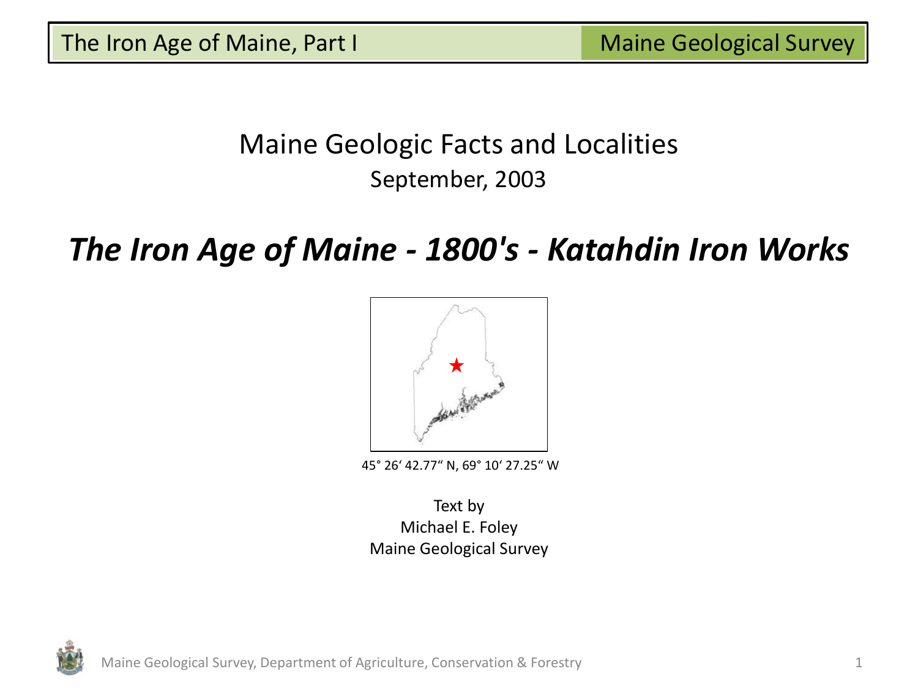Maine Geologic Facts and Localities

September, 2003

# *The Iron Age of Maine - 1800's - Katahdin Iron Works*

45° 26' 42.77" N, 69° 10' 27.25" W

Text by
Michael E. Foley
Maine Geological Survey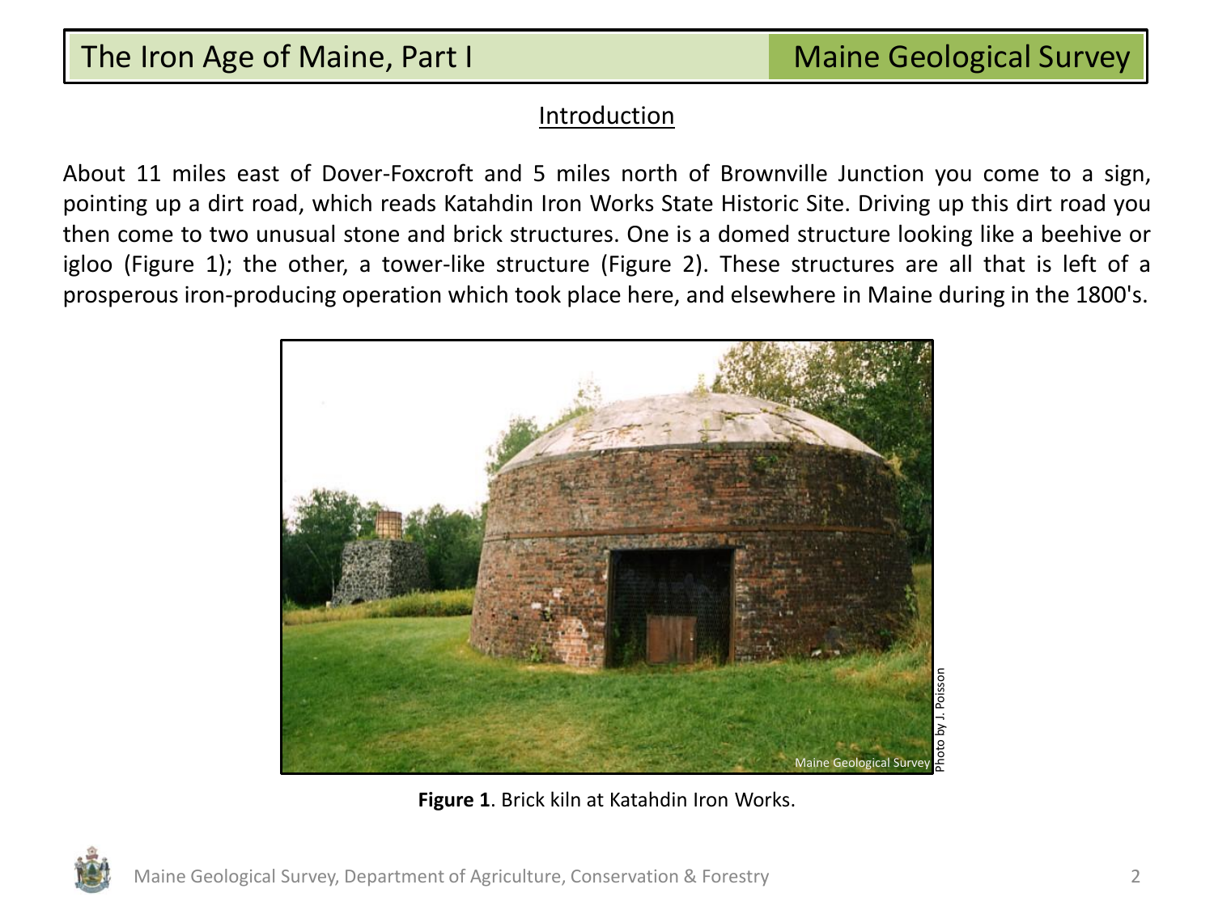## Introduction

About 11 miles east of Dover-Foxcroft and 5 miles north of Brownville Junction you come to a sign, pointing up a dirt road, which reads Katahdin Iron Works State Historic Site. Driving up this dirt road you then come to two unusual stone and brick structures. One is a domed structure looking like a beehive or igloo (Figure 1); the other, a tower-like structure (Figure 2). These structures are all that is left of a prosperous iron-producing operation which took place here, and elsewhere in Maine during in the 1800's.

**Figure 1**. Brick kiln at Katahdin Iron Works.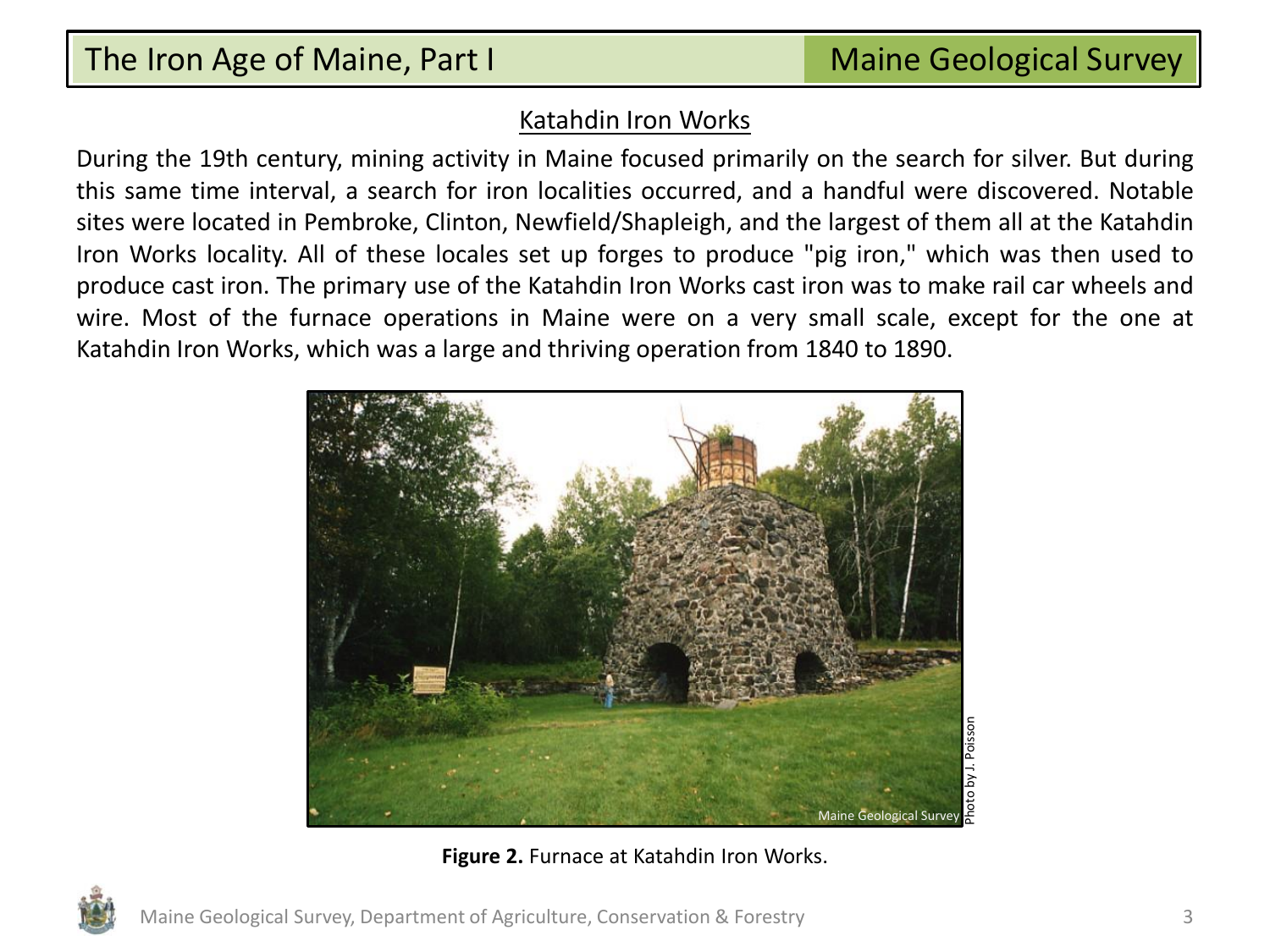## Katahdin Iron Works

During the 19th century, mining activity in Maine focused primarily on the search for silver. But during this same time interval, a search for iron localities occurred, and a handful were discovered. Notable sites were located in Pembroke, Clinton, Newfield/Shapleigh, and the largest of them all at the Katahdin Iron Works locality. All of these locales set up forges to produce "pig iron," which was then used to produce cast iron. The primary use of the Katahdin Iron Works cast iron was to make rail car wheels and wire. Most of the furnace operations in Maine were on a very small scale, except for the one at Katahdin Iron Works, which was a large and thriving operation from 1840 to 1890.

**Figure 2.** Furnace at Katahdin Iron Works.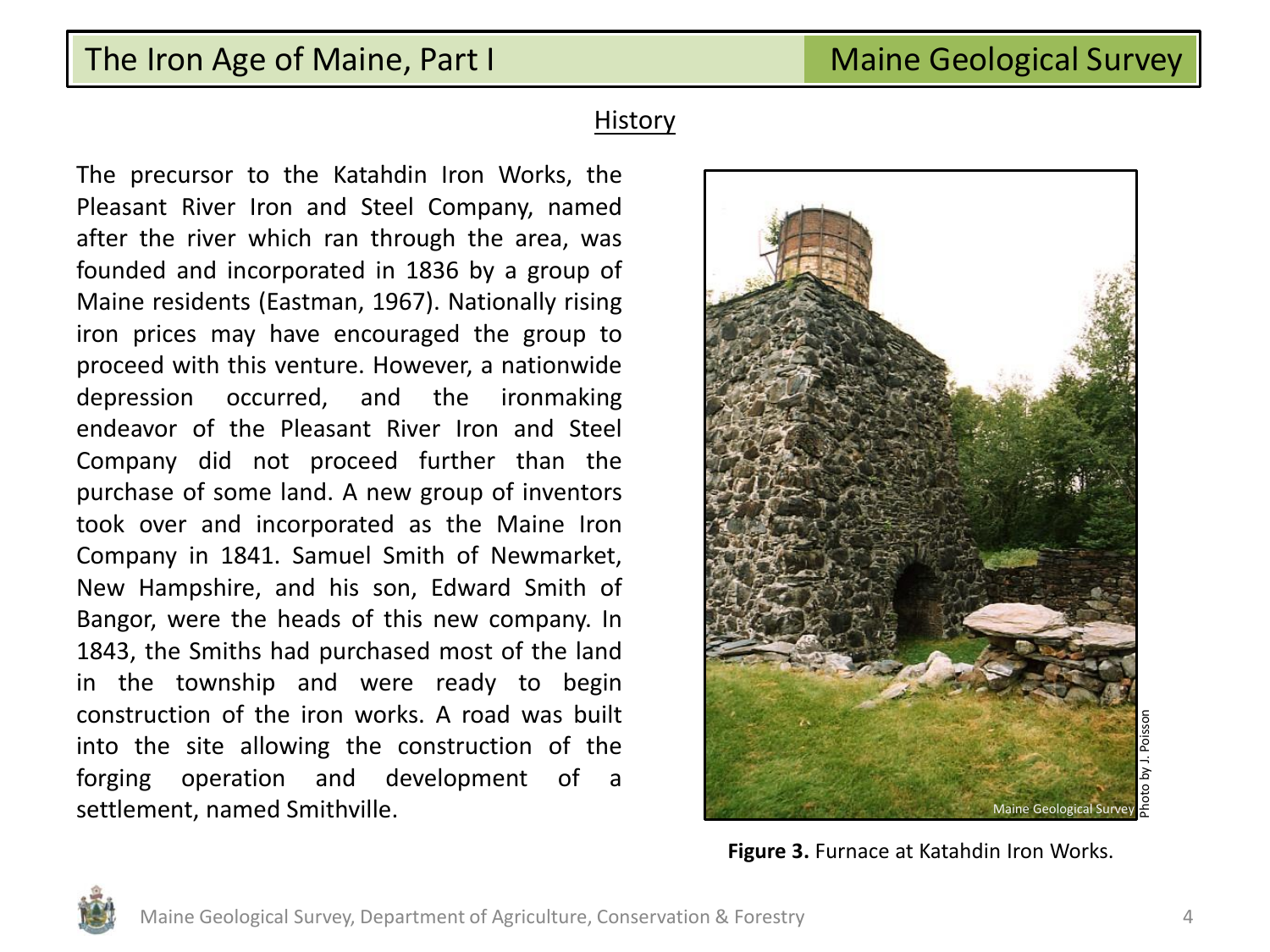## History

The precursor to the Katahdin Iron Works, the Pleasant River Iron and Steel Company, named after the river which ran through the area, was founded and incorporated in 1836 by a group of Maine residents (Eastman, 1967). Nationally rising iron prices may have encouraged the group to proceed with this venture. However, a nationwide depression occurred, and the ironmaking endeavor of the Pleasant River Iron and Steel Company did not proceed further than the purchase of some land. A new group of inventors took over and incorporated as the Maine Iron Company in 1841. Samuel Smith of Newmarket, New Hampshire, and his son, Edward Smith of Bangor, were the heads of this new company. In 1843, the Smiths had purchased most of the land in the township and were ready to begin construction of the iron works. A road was built into the site allowing the construction of the forging operation and development of a settlement, named Smithville.

**Figure 3.** Furnace at Katahdin Iron Works.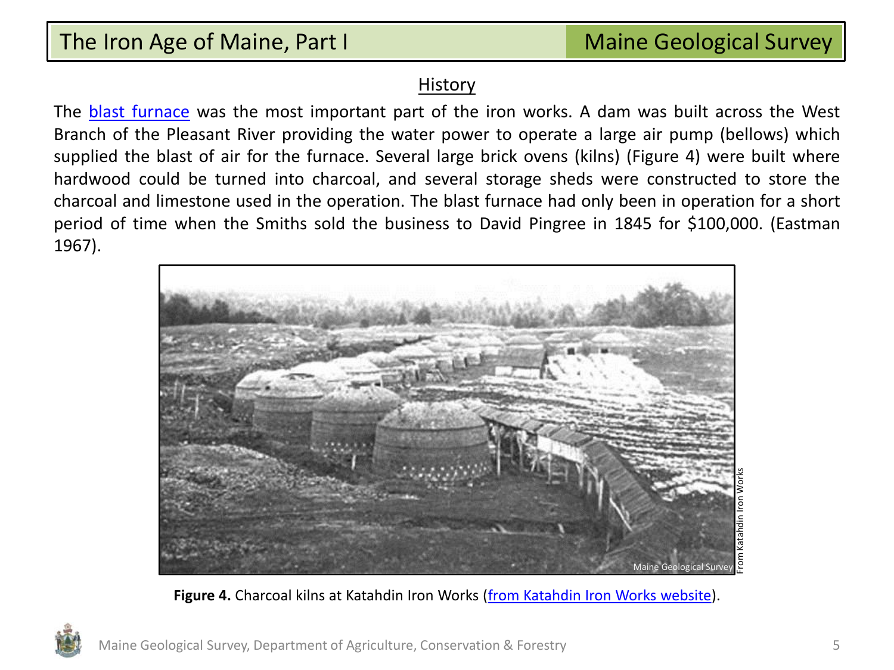## History

The blast furnace was the most important part of the iron works. A dam was built across the West Branch of the Pleasant River providing the water power to operate a large air pump (bellows) which supplied the blast of air for the furnace. Several large brick ovens (kilns) (Figure 4) were built where hardwood could be turned into charcoal, and several storage sheds were constructed to store the charcoal and limestone used in the operation. The blast furnace had only been in operation for a short period of time when the Smiths sold the business to David Pingree in 1845 for $100,000. (Eastman 1967).

**Figure 4.** Charcoal kilns at Katahdin Iron Works (from Katahdin Iron Works website).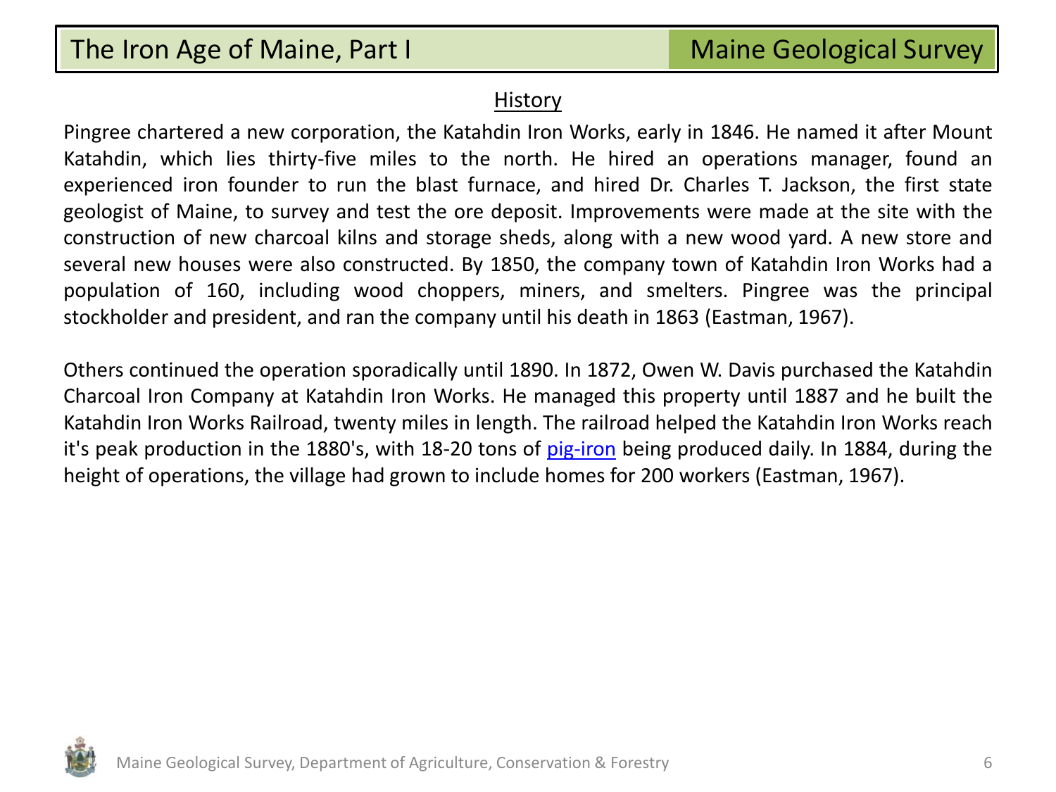## History

Pingree chartered a new corporation, the Katahdin Iron Works, early in 1846. He named it after Mount Katahdin, which lies thirty-five miles to the north. He hired an operations manager, found an experienced iron founder to run the blast furnace, and hired Dr. Charles T. Jackson, the first state geologist of Maine, to survey and test the ore deposit. Improvements were made at the site with the construction of new charcoal kilns and storage sheds, along with a new wood yard. A new store and several new houses were also constructed. By 1850, the company town of Katahdin Iron Works had a population of 160, including wood choppers, miners, and smelters. Pingree was the principal stockholder and president, and ran the company until his death in 1863 (Eastman, 1967).

Others continued the operation sporadically until 1890. In 1872, Owen W. Davis purchased the Katahdin Charcoal Iron Company at Katahdin Iron Works. He managed this property until 1887 and he built the Katahdin Iron Works Railroad, twenty miles in length. The railroad helped the Katahdin Iron Works reach it's peak production in the 1880's, with 18-20 tons of pig-iron being produced daily. In 1884, during the height of operations, the village had grown to include homes for 200 workers (Eastman, 1967).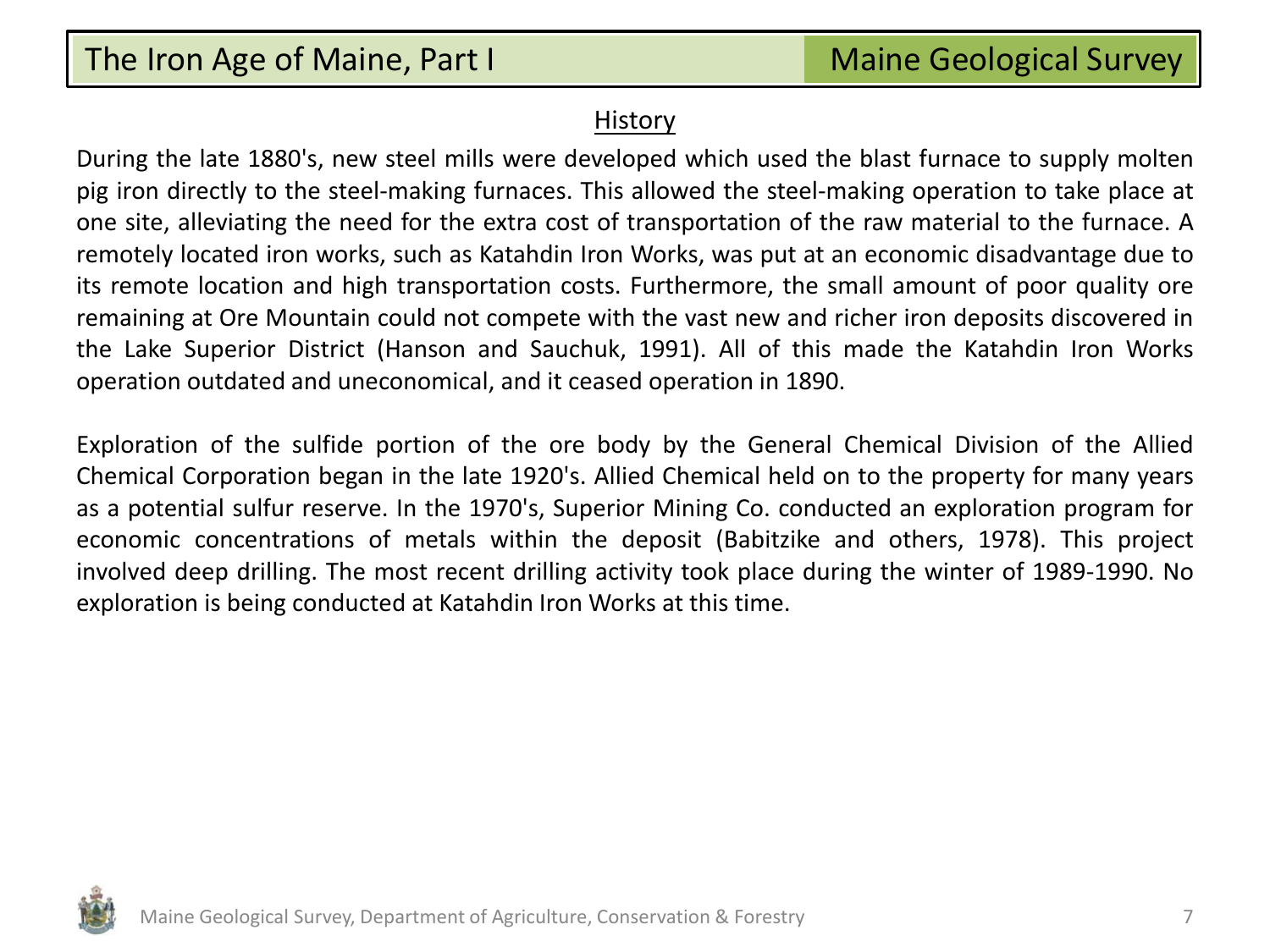## History

During the late 1880's, new steel mills were developed which used the blast furnace to supply molten pig iron directly to the steel-making furnaces. This allowed the steel-making operation to take place at one site, alleviating the need for the extra cost of transportation of the raw material to the furnace. A remotely located iron works, such as Katahdin Iron Works, was put at an economic disadvantage due to its remote location and high transportation costs. Furthermore, the small amount of poor quality ore remaining at Ore Mountain could not compete with the vast new and richer iron deposits discovered in the Lake Superior District (Hanson and Sauchuk, 1991). All of this made the Katahdin Iron Works operation outdated and uneconomical, and it ceased operation in 1890.

Exploration of the sulfide portion of the ore body by the General Chemical Division of the Allied Chemical Corporation began in the late 1920's. Allied Chemical held on to the property for many years as a potential sulfur reserve. In the 1970's, Superior Mining Co. conducted an exploration program for economic concentrations of metals within the deposit (Babitzike and others, 1978). This project involved deep drilling. The most recent drilling activity took place during the winter of 1989-1990. No exploration is being conducted at Katahdin Iron Works at this time.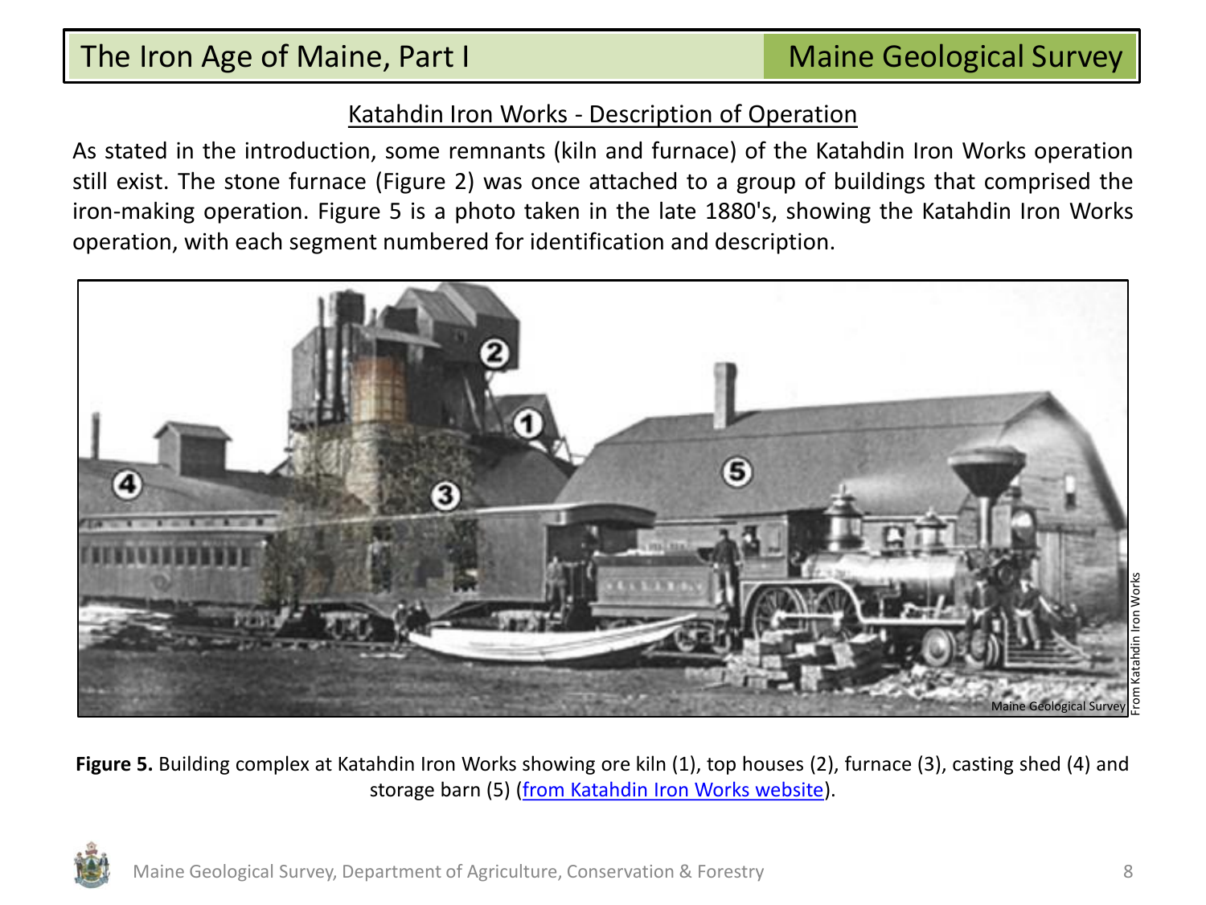## Katahdin Iron Works - Description of Operation

As stated in the introduction, some remnants (kiln and furnace) of the Katahdin Iron Works operation still exist. The stone furnace (Figure 2) was once attached to a group of buildings that comprised the iron-making operation. Figure 5 is a photo taken in the late 1880's, showing the Katahdin Iron Works operation, with each segment numbered for identification and description.

**Figure 5.** Building complex at Katahdin Iron Works showing ore kiln (1), top houses (2), furnace (3), casting shed (4) and storage barn (5) (from Katahdin Iron Works website).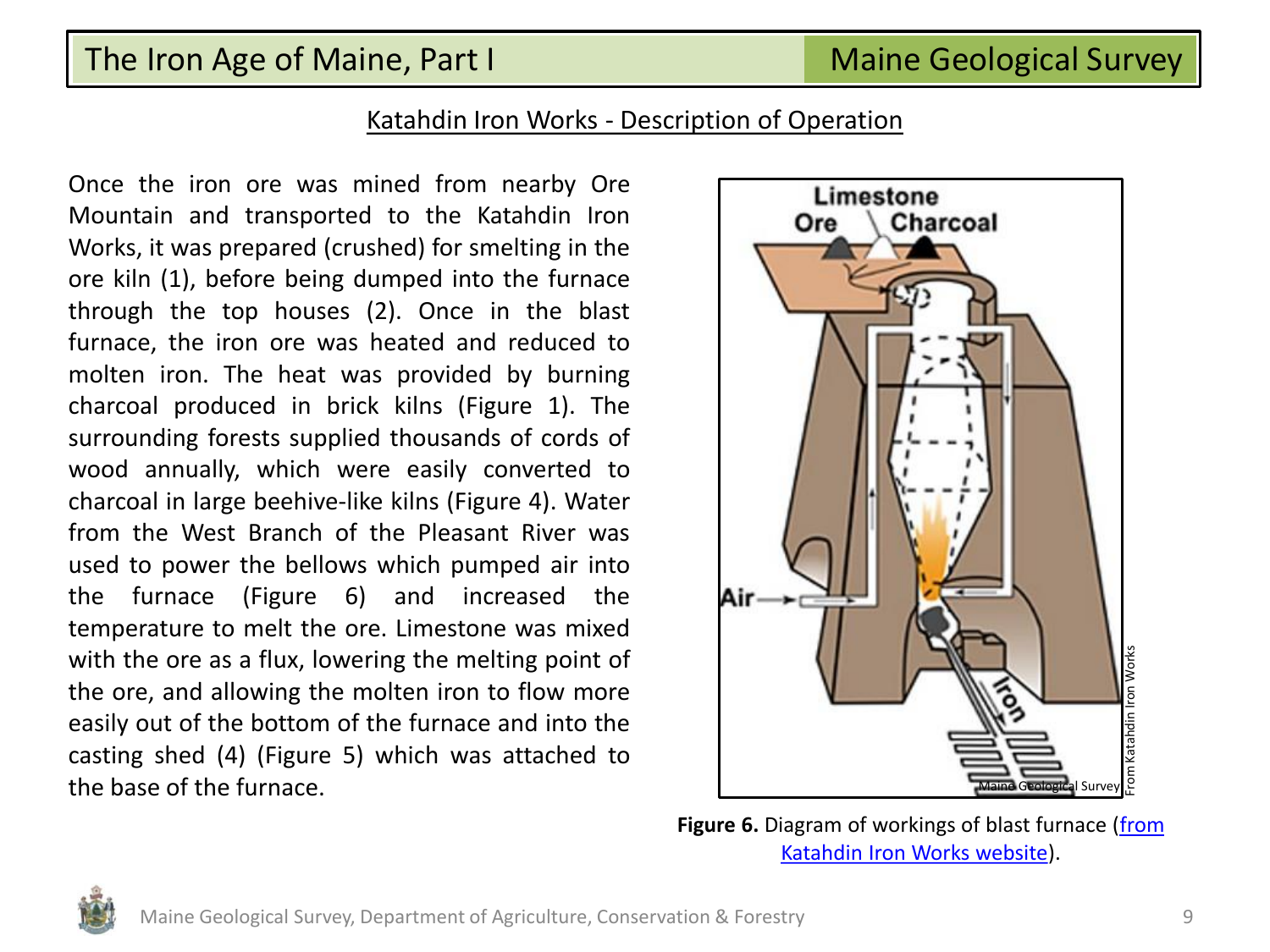## Katahdin Iron Works - Description of Operation

Once the iron ore was mined from nearby Ore Mountain and transported to the Katahdin Iron Works, it was prepared (crushed) for smelting in the ore kiln (1), before being dumped into the furnace through the top houses (2). Once in the blast furnace, the iron ore was heated and reduced to molten iron. The heat was provided by burning charcoal produced in brick kilns (Figure 1). The surrounding forests supplied thousands of cords of wood annually, which were easily converted to charcoal in large beehive-like kilns (Figure 4). Water from the West Branch of the Pleasant River was used to power the bellows which pumped air into the furnace (Figure 6) and increased the temperature to melt the ore. Limestone was mixed with the ore as a flux, lowering the melting point of the ore, and allowing the molten iron to flow more easily out of the bottom of the furnace and into the casting shed (4) (Figure 5) which was attached to the base of the furnace.

**Figure 6.** Diagram of workings of blast furnace (from Katahdin Iron Works website).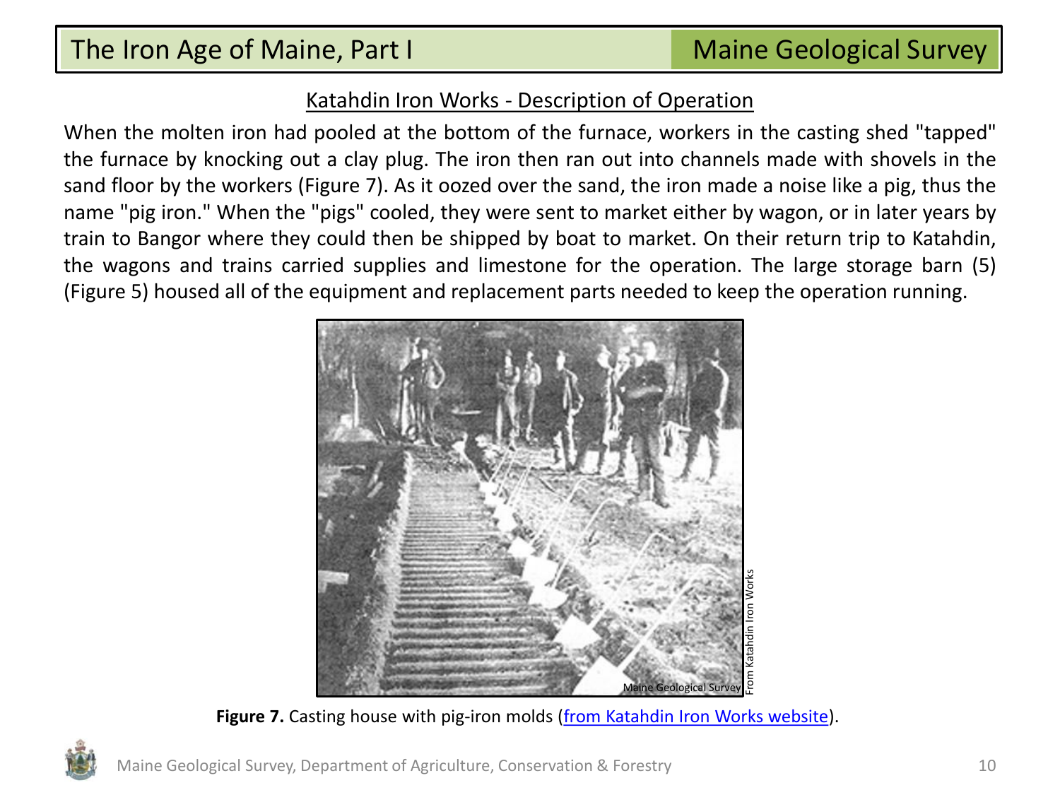## Katahdin Iron Works - Description of Operation

When the molten iron had pooled at the bottom of the furnace, workers in the casting shed "tapped" the furnace by knocking out a clay plug. The iron then ran out into channels made with shovels in the sand floor by the workers (Figure 7). As it oozed over the sand, the iron made a noise like a pig, thus the name "pig iron." When the "pigs" cooled, they were sent to market either by wagon, or in later years by train to Bangor where they could then be shipped by boat to market. On their return trip to Katahdin, the wagons and trains carried supplies and limestone for the operation. The large storage barn (5) (Figure 5) housed all of the equipment and replacement parts needed to keep the operation running.

**Figure 7.** Casting house with pig-iron molds (from Katahdin Iron Works website).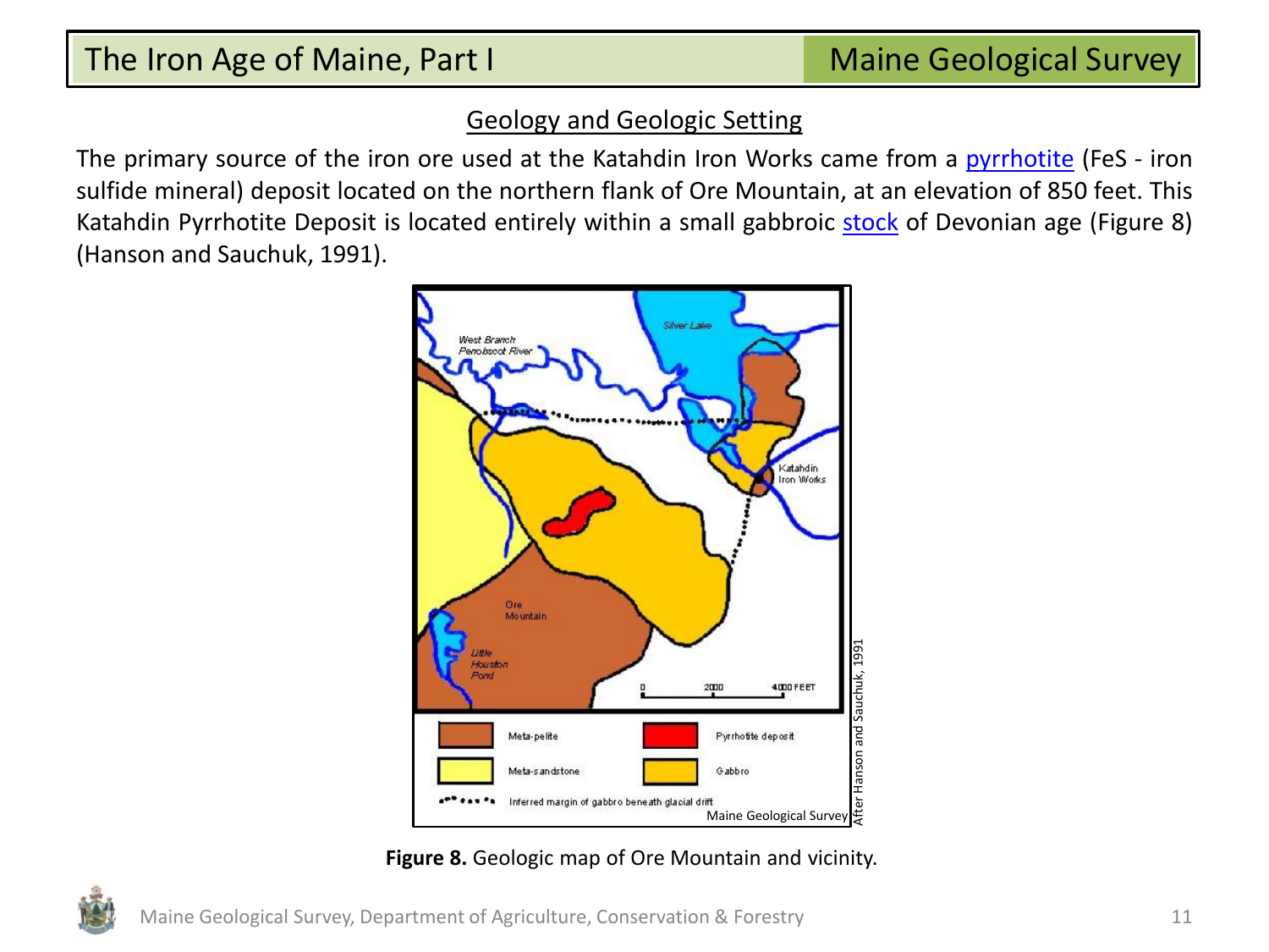## Geology and Geologic Setting

The primary source of the iron ore used at the Katahdin Iron Works came from a pyrrhotite (FeS - iron sulfide mineral) deposit located on the northern flank of Ore Mountain, at an elevation of 850 feet. This Katahdin Pyrrhotite Deposit is located entirely within a small gabbroic stock of Devonian age (Figure 8) (Hanson and Sauchuk, 1991).

**Figure 8.** Geologic map of Ore Mountain and vicinity.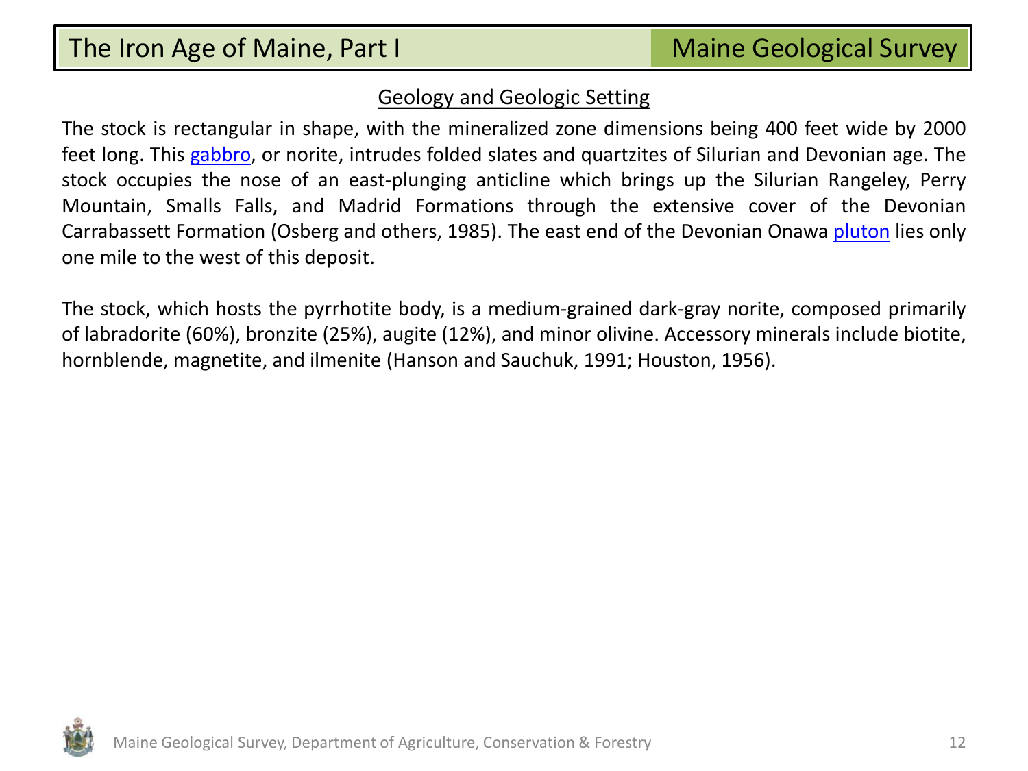## Geology and Geologic Setting

The stock is rectangular in shape, with the mineralized zone dimensions being 400 feet wide by 2000 feet long. This gabbro, or norite, intrudes folded slates and quartzites of Silurian and Devonian age. The stock occupies the nose of an east-plunging anticline which brings up the Silurian Rangeley, Perry Mountain, Smalls Falls, and Madrid Formations through the extensive cover of the Devonian Carrabassett Formation (Osberg and others, 1985). The east end of the Devonian Onawa pluton lies only one mile to the west of this deposit.

The stock, which hosts the pyrrhotite body, is a medium-grained dark-gray norite, composed primarily of labradorite (60%), bronzite (25%), augite (12%), and minor olivine. Accessory minerals include biotite, hornblende, magnetite, and ilmenite (Hanson and Sauchuk, 1991; Houston, 1956).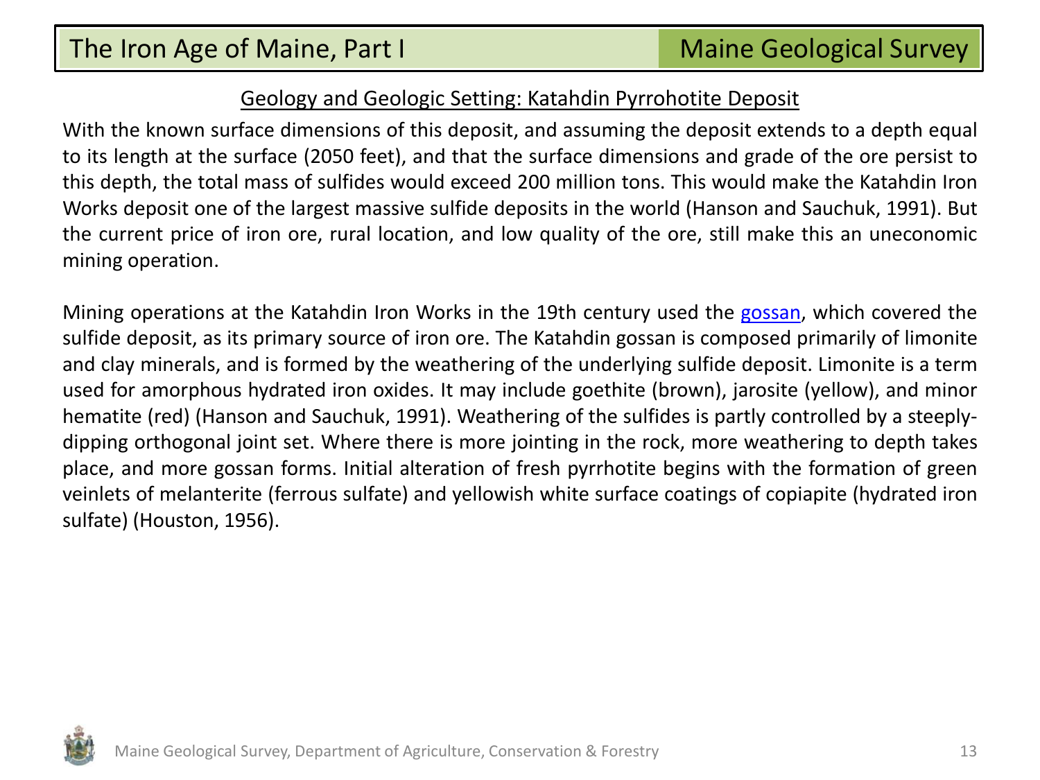## Geology and Geologic Setting: Katahdin Pyrrohotite Deposit

With the known surface dimensions of this deposit, and assuming the deposit extends to a depth equal to its length at the surface (2050 feet), and that the surface dimensions and grade of the ore persist to this depth, the total mass of sulfides would exceed 200 million tons. This would make the Katahdin Iron Works deposit one of the largest massive sulfide deposits in the world (Hanson and Sauchuk, 1991). But the current price of iron ore, rural location, and low quality of the ore, still make this an uneconomic mining operation.

Mining operations at the Katahdin Iron Works in the 19th century used the gossan, which covered the sulfide deposit, as its primary source of iron ore. The Katahdin gossan is composed primarily of limonite and clay minerals, and is formed by the weathering of the underlying sulfide deposit. Limonite is a term used for amorphous hydrated iron oxides. It may include goethite (brown), jarosite (yellow), and minor hematite (red) (Hanson and Sauchuk, 1991). Weathering of the sulfides is partly controlled by a steeply-dipping orthogonal joint set. Where there is more jointing in the rock, more weathering to depth takes place, and more gossan forms. Initial alteration of fresh pyrrhotite begins with the formation of green veinlets of melanterite (ferrous sulfate) and yellowish white surface coatings of copiapite (hydrated iron sulfate) (Houston, 1956).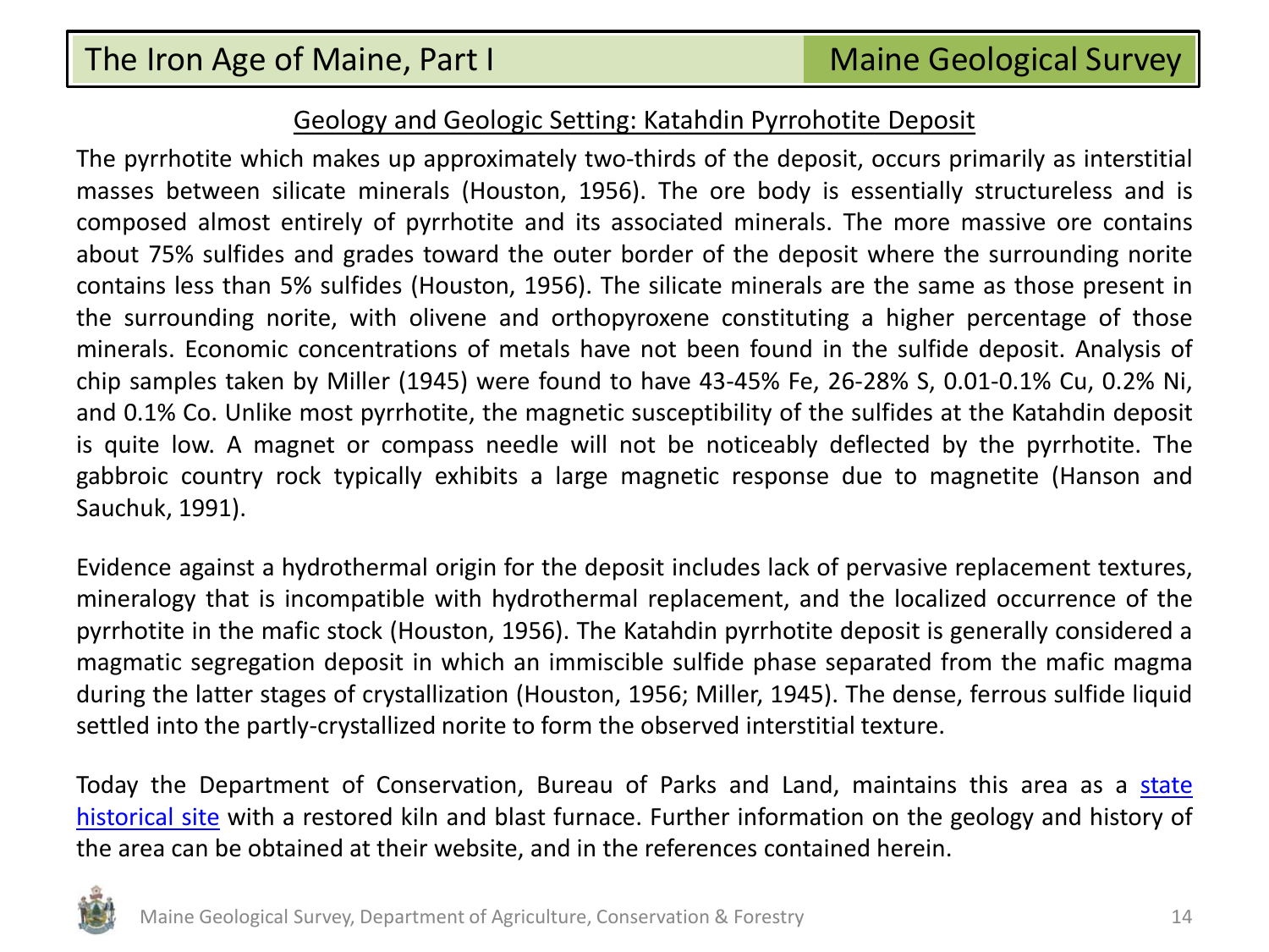## Geology and Geologic Setting: Katahdin Pyrrohotite Deposit

The pyrrhotite which makes up approximately two-thirds of the deposit, occurs primarily as interstitial masses between silicate minerals (Houston, 1956). The ore body is essentially structureless and is composed almost entirely of pyrrhotite and its associated minerals. The more massive ore contains about 75% sulfides and grades toward the outer border of the deposit where the surrounding norite contains less than 5% sulfides (Houston, 1956). The silicate minerals are the same as those present in the surrounding norite, with olivene and orthopyroxene constituting a higher percentage of those minerals. Economic concentrations of metals have not been found in the sulfide deposit. Analysis of chip samples taken by Miller (1945) were found to have 43-45% Fe, 26-28% S, 0.01-0.1% Cu, 0.2% Ni, and 0.1% Co. Unlike most pyrrhotite, the magnetic susceptibility of the sulfides at the Katahdin deposit is quite low. A magnet or compass needle will not be noticeably deflected by the pyrrhotite. The gabbroic country rock typically exhibits a large magnetic response due to magnetite (Hanson and Sauchuk, 1991).

Evidence against a hydrothermal origin for the deposit includes lack of pervasive replacement textures, mineralogy that is incompatible with hydrothermal replacement, and the localized occurrence of the pyrrhotite in the mafic stock (Houston, 1956). The Katahdin pyrrhotite deposit is generally considered a magmatic segregation deposit in which an immiscible sulfide phase separated from the mafic magma during the latter stages of crystallization (Houston, 1956; Miller, 1945). The dense, ferrous sulfide liquid settled into the partly-crystallized norite to form the observed interstitial texture.

Today the Department of Conservation, Bureau of Parks and Land, maintains this area as a state historical site with a restored kiln and blast furnace. Further information on the geology and history of the area can be obtained at their website, and in the references contained herein.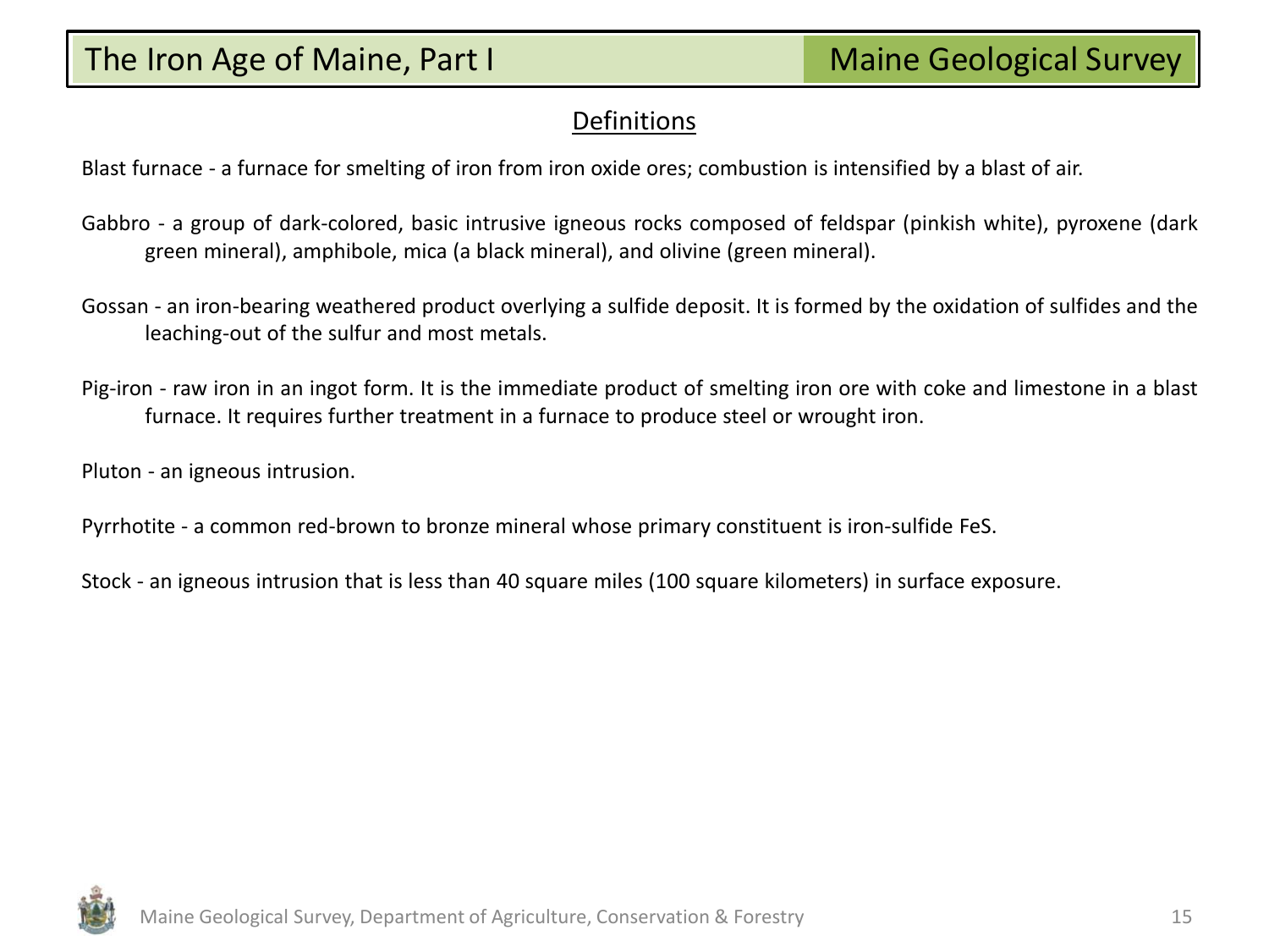## Definitions

Blast furnace - a furnace for smelting of iron from iron oxide ores; combustion is intensified by a blast of air.

Gabbro - a group of dark-colored, basic intrusive igneous rocks composed of feldspar (pinkish white), pyroxene (dark green mineral), amphibole, mica (a black mineral), and olivine (green mineral).

Gossan - an iron-bearing weathered product overlying a sulfide deposit. It is formed by the oxidation of sulfides and the leaching-out of the sulfur and most metals.

Pig-iron - raw iron in an ingot form. It is the immediate product of smelting iron ore with coke and limestone in a blast furnace. It requires further treatment in a furnace to produce steel or wrought iron.

Pluton - an igneous intrusion.

Pyrrhotite - a common red-brown to bronze mineral whose primary constituent is iron-sulfide $FeS$.

Stock - an igneous intrusion that is less than 40 square miles (100 square kilometers) in surface exposure.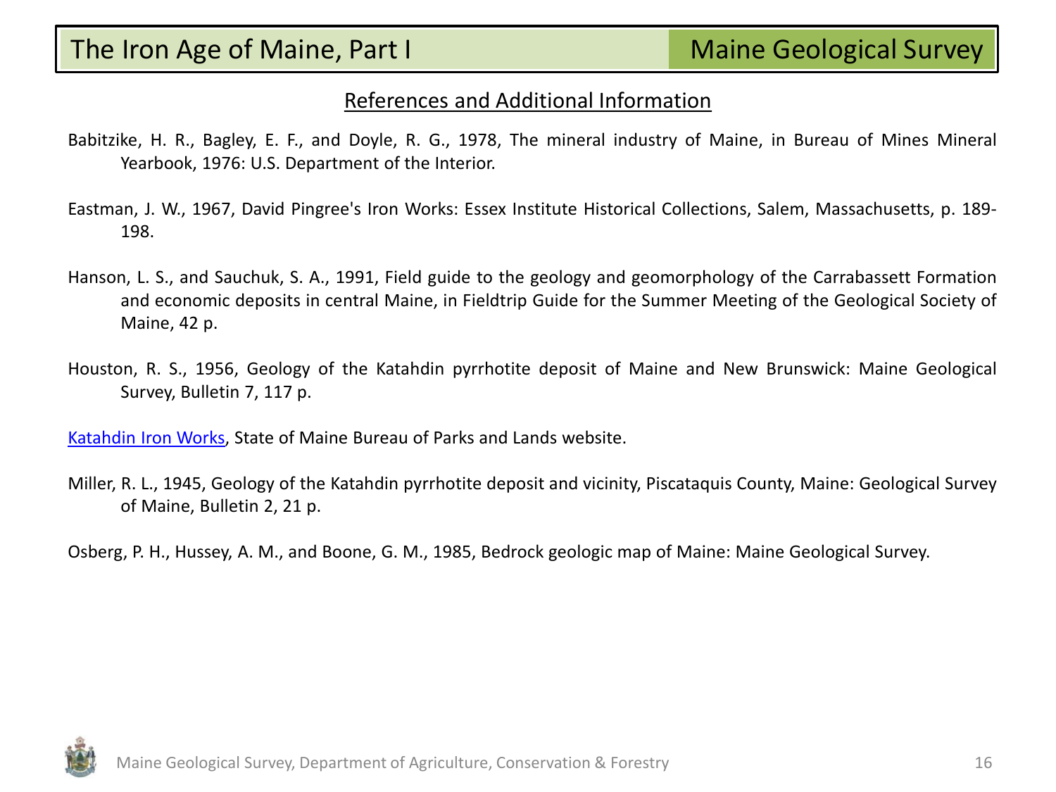## References and Additional Information

Babitzike, H. R., Bagley, E. F., and Doyle, R. G., 1978, The mineral industry of Maine, in Bureau of Mines Mineral Yearbook, 1976: U.S. Department of the Interior.

Eastman, J. W., 1967, David Pingree's Iron Works: Essex Institute Historical Collections, Salem, Massachusetts, p. 189-198.

Hanson, L. S., and Sauchuk, S. A., 1991, Field guide to the geology and geomorphology of the Carrabassett Formation and economic deposits in central Maine, in Fieldtrip Guide for the Summer Meeting of the Geological Society of Maine, 42 p.

Houston, R. S., 1956, Geology of the Katahdin pyrrhotite deposit of Maine and New Brunswick: Maine Geological Survey, Bulletin 7, 117 p.

Katahdin Iron Works, State of Maine Bureau of Parks and Lands website.

Miller, R. L., 1945, Geology of the Katahdin pyrrhotite deposit and vicinity, Piscataquis County, Maine: Geological Survey of Maine, Bulletin 2, 21 p.

Osberg, P. H., Hussey, A. M., and Boone, G. M., 1985, Bedrock geologic map of Maine: Maine Geological Survey.